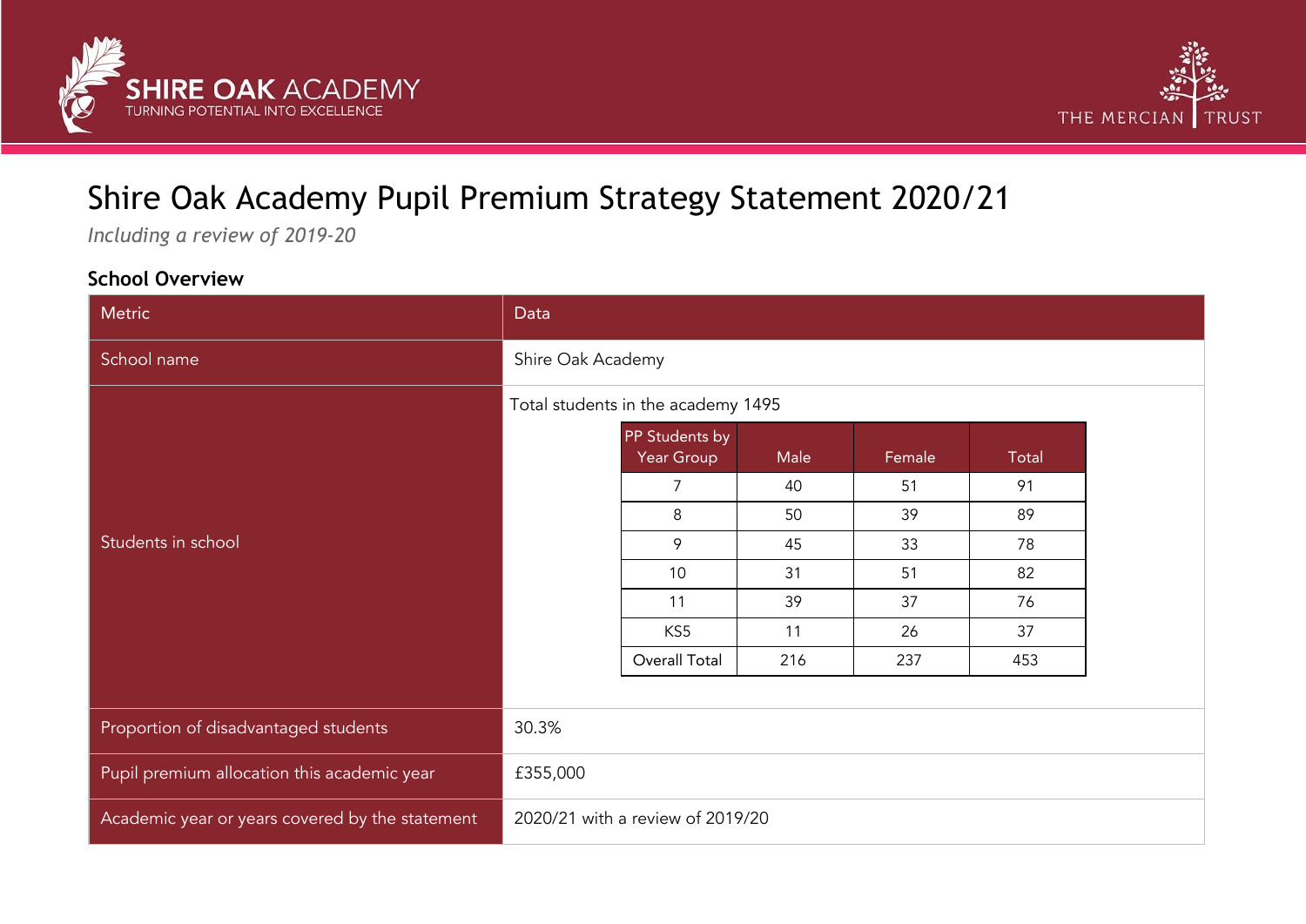# Shire Oak Academy Pupil Premium Strategy Statement 2020/21

*Including a review of 2019-20*

### School Overview

| Metric | Data |
| --- | --- |
| School name | Shire Oak Academy |
| Students in school | Total students in the academy 1495 |
| Proportion of disadvantaged students | 30.3% |
| Pupil premium allocation this academic year | £355,000 |
| Academic year or years covered by the statement | 2020/21 with a review of 2019/20 |

| PP Students by Year Group | Male | Female | Total |
| --- | --- | --- | --- |
| 7 | 40 | 51 | 91 |
| 8 | 50 | 39 | 89 |
| 9 | 45 | 33 | 78 |
| 10 | 31 | 51 | 82 |
| 11 | 39 | 37 | 76 |
| KS5 | 11 | 26 | 37 |
| Overall Total | 216 | 237 | 453 |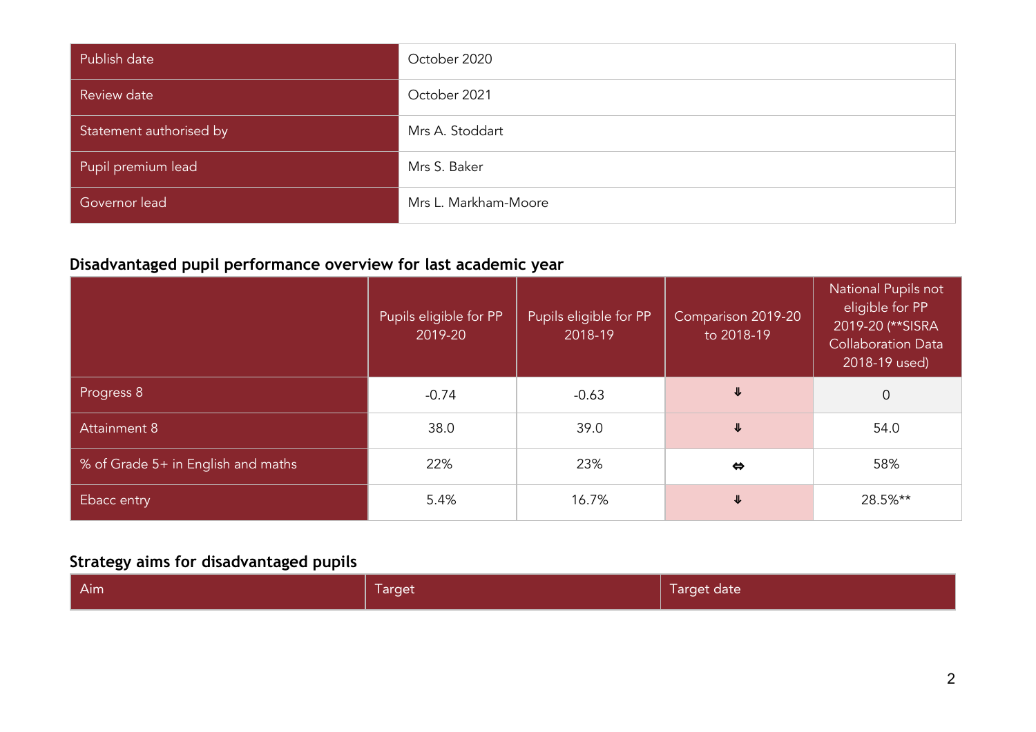| | |
|---|---|
| Publish date | October 2020 |
| Review date | October 2021 |
| Statement authorised by | Mrs A. Stoddart |
| Pupil premium lead | Mrs S. Baker |
| Governor lead | Mrs L. Markham-Moore |

## Disadvantaged pupil performance overview for last academic year

| | Pupils eligible for PP 2019-20 | Pupils eligible for PP 2018-19 | Comparison 2019-20 to 2018-19 | National Pupils not eligible for PP 2019-20 (**SISRA Collaboration Data 2018-19 used) |
|---|---|---|---|---|
| Progress 8 | -0.74 | -0.63 | ⇓ | 0 |
| Attainment 8 | 38.0 | 39.0 | ⇓ | 54.0 |
| % of Grade 5+ in English and maths | 22% | 23% | ⇔ | 58% |
| Ebacc entry | 5.4% | 16.7% | ⇓ | 28.5%** |

## Strategy aims for disadvantaged pupils

| Aim | Target | Target date |
|---|---|---|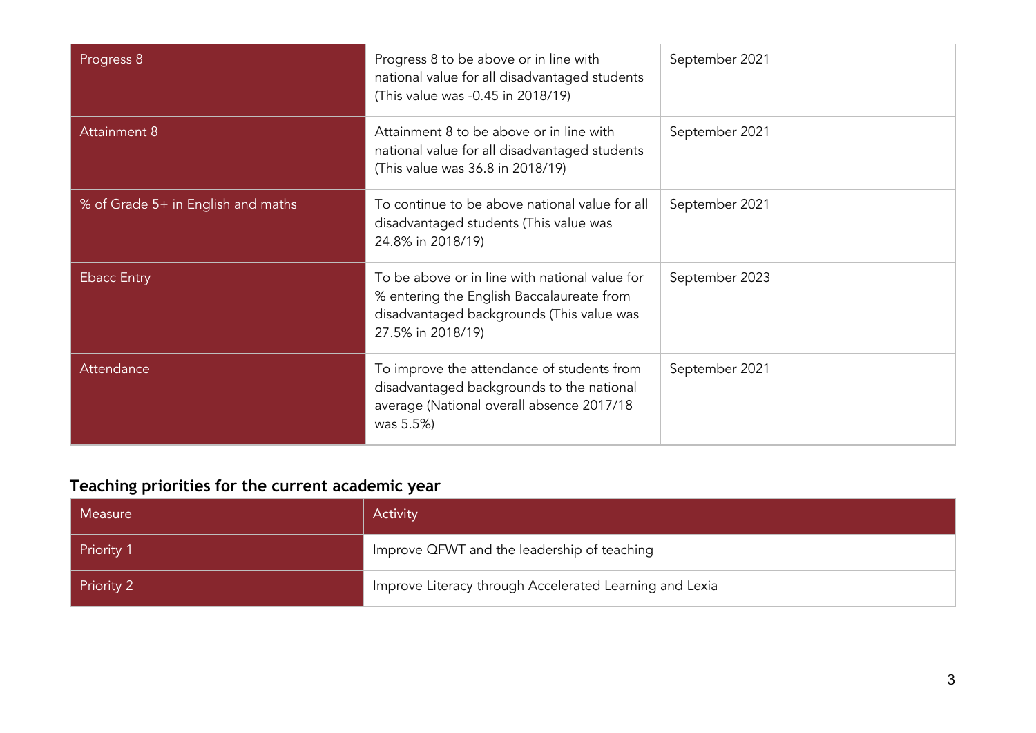| | | |
|---|---|---|
| Progress 8 | Progress 8 to be above or in line with national value for all disadvantaged students (This value was -0.45 in 2018/19) | September 2021 |
| Attainment 8 | Attainment 8 to be above or in line with national value for all disadvantaged students (This value was 36.8 in 2018/19) | September 2021 |
| % of Grade 5+ in English and maths | To continue to be above national value for all disadvantaged students (This value was 24.8% in 2018/19) | September 2021 |
| Ebacc Entry | To be above or in line with national value for % entering the English Baccalaureate from disadvantaged backgrounds (This value was 27.5% in 2018/19) | September 2023 |
| Attendance | To improve the attendance of students from disadvantaged backgrounds to the national average (National overall absence 2017/18 was 5.5%) | September 2021 |

## Teaching priorities for the current academic year

| Measure | Activity |
|---|---|
| Priority 1 | Improve QFWT and the leadership of teaching |
| Priority 2 | Improve Literacy through Accelerated Learning and Lexia |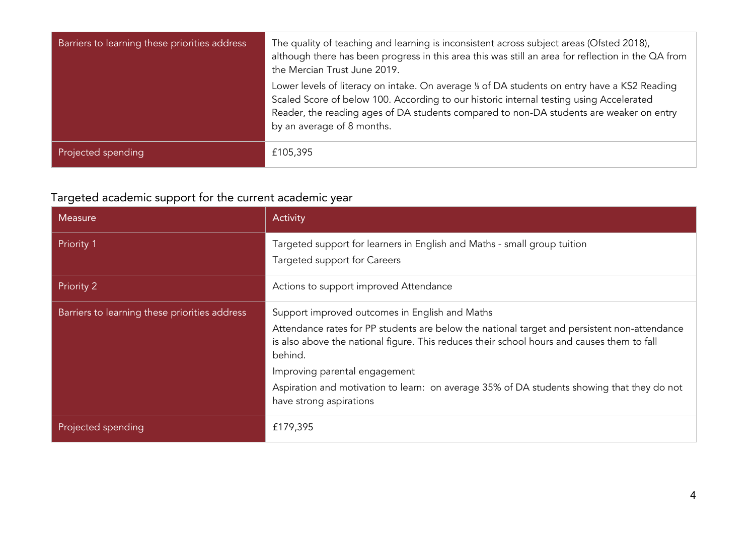| | |
|---|---|
| Barriers to learning these priorities address | The quality of teaching and learning is inconsistent across subject areas (Ofsted 2018), although there has been progress in this area this was still an area for reflection in the QA from the Mercian Trust June 2019.<br><br>Lower levels of literacy on intake. On average ⅓ of DA students on entry have a KS2 Reading Scaled Score of below 100. According to our historic internal testing using Accelerated Reader, the reading ages of DA students compared to non-DA students are weaker on entry by an average of 8 months. |
| Projected spending | £105,395 |

## Targeted academic support for the current academic year

| Measure | Activity |
|---|---|
| Priority 1 | Targeted support for learners in English and Maths - small group tuition<br><br>Targeted support for Careers |
| Priority 2 | Actions to support improved Attendance |
| Barriers to learning these priorities address | Support improved outcomes in English and Maths<br><br>Attendance rates for PP students are below the national target and persistent non-attendance is also above the national figure. This reduces their school hours and causes them to fall behind.<br><br>Improving parental engagement<br><br>Aspiration and motivation to learn: on average 35% of DA students showing that they do not have strong aspirations |
| Projected spending | £179,395 |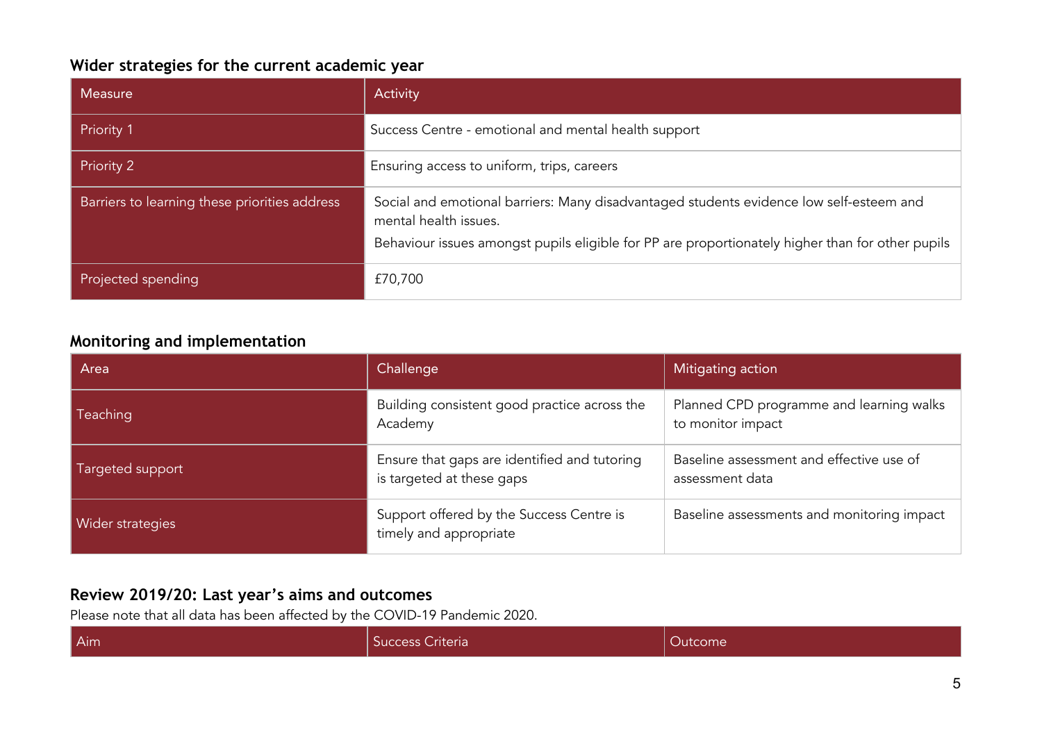### Wider strategies for the current academic year

| Measure | Activity |
|---|---|
| Priority 1 | Success Centre - emotional and mental health support |
| Priority 2 | Ensuring access to uniform, trips, careers |
| Barriers to learning these priorities address | Social and emotional barriers: Many disadvantaged students evidence low self-esteem and mental health issues.<br>Behaviour issues amongst pupils eligible for PP are proportionately higher than for other pupils |
| Projected spending | £70,700 |

### Monitoring and implementation

| Area | Challenge | Mitigating action |
|---|---|---|
| Teaching | Building consistent good practice across the Academy | Planned CPD programme and learning walks to monitor impact |
| Targeted support | Ensure that gaps are identified and tutoring is targeted at these gaps | Baseline assessment and effective use of assessment data |
| Wider strategies | Support offered by the Success Centre is timely and appropriate | Baseline assessments and monitoring impact |

### Review 2019/20: Last year's aims and outcomes

Please note that all data has been affected by the COVID-19 Pandemic 2020.

| Aim | Success Criteria | Outcome |
|---|---|---|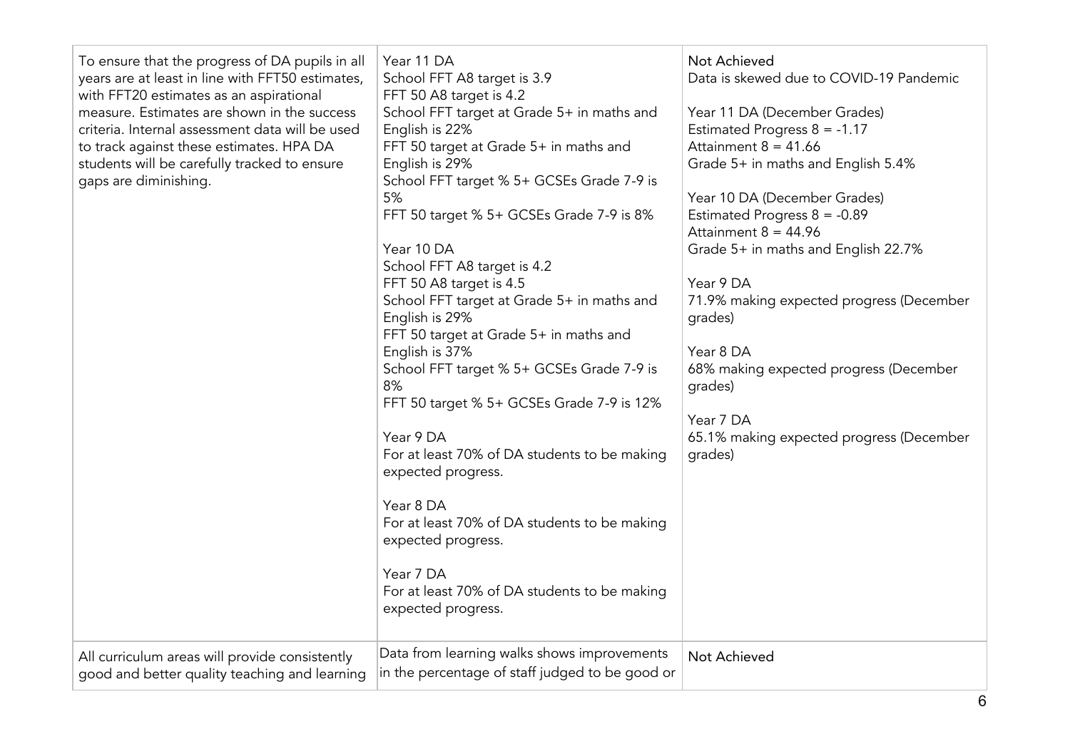| | | |
|---|---|---|
| To ensure that the progress of DA pupils in all years are at least in line with FFT50 estimates, with FFT20 estimates as an aspirational measure. Estimates are shown in the success criteria. Internal assessment data will be used to track against these estimates. HPA DA students will be carefully tracked to ensure gaps are diminishing. | Year 11 DA<br>School FFT A8 target is 3.9<br>FFT 50 A8 target is 4.2<br>School FFT target at Grade 5+ in maths and English is 22%<br>FFT 50 target at Grade 5+ in maths and English is 29%<br>School FFT target % 5+ GCSEs Grade 7-9 is 5%<br>FFT 50 target % 5+ GCSEs Grade 7-9 is 8%<br><br>Year 10 DA<br>School FFT A8 target is 4.2<br>FFT 50 A8 target is 4.5<br>School FFT target at Grade 5+ in maths and English is 29%<br>FFT 50 target at Grade 5+ in maths and English is 37%<br>School FFT target % 5+ GCSEs Grade 7-9 is 8%<br>FFT 50 target % 5+ GCSEs Grade 7-9 is 12%<br><br>Year 9 DA<br>For at least 70% of DA students to be making expected progress.<br><br>Year 8 DA<br>For at least 70% of DA students to be making expected progress.<br><br>Year 7 DA<br>For at least 70% of DA students to be making expected progress. | Not Achieved<br>Data is skewed due to COVID-19 Pandemic<br><br>Year 11 DA (December Grades)<br>Estimated Progress 8 = -1.17<br>Attainment 8 = 41.66<br>Grade 5+ in maths and English 5.4%<br><br>Year 10 DA (December Grades)<br>Estimated Progress 8 = -0.89<br>Attainment 8 = 44.96<br>Grade 5+ in maths and English 22.7%<br><br>Year 9 DA<br>71.9% making expected progress (December grades)<br><br>Year 8 DA<br>68% making expected progress (December grades)<br><br>Year 7 DA<br>65.1% making expected progress (December grades) |
| All curriculum areas will provide consistently good and better quality teaching and learning | Data from learning walks shows improvements in the percentage of staff judged to be good or | Not Achieved |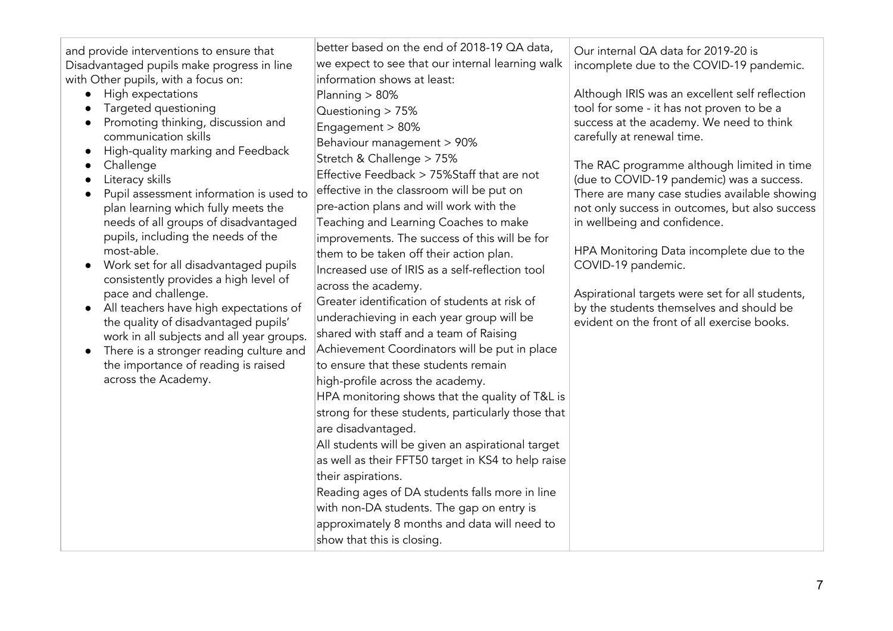| | | |
|---|---|---|
| and provide interventions to ensure that Disadvantaged pupils make progress in line with Other pupils, with a focus on:<br>• High expectations<br>• Targeted questioning<br>• Promoting thinking, discussion and communication skills<br>• High-quality marking and Feedback<br>• Challenge<br>• Literacy skills<br>• Pupil assessment information is used to plan learning which fully meets the needs of all groups of disadvantaged pupils, including the needs of the most-able.<br>• Work set for all disadvantaged pupils consistently provides a high level of pace and challenge.<br>• All teachers have high expectations of the quality of disadvantaged pupils' work in all subjects and all year groups.<br>• There is a stronger reading culture and the importance of reading is raised across the Academy. | better based on the end of 2018-19 QA data, we expect to see that our internal learning walk information shows at least:<br>Planning > 80%<br>Questioning > 75%<br>Engagement > 80%<br>Behaviour management > 90%<br>Stretch & Challenge > 75%<br>Effective Feedback > 75%Staff that are not effective in the classroom will be put on pre-action plans and will work with the Teaching and Learning Coaches to make improvements. The success of this will be for them to be taken off their action plan.<br>Increased use of IRIS as a self-reflection tool across the academy.<br>Greater identification of students at risk of underachieving in each year group will be shared with staff and a team of Raising Achievement Coordinators will be put in place to ensure that these students remain high-profile across the academy.<br>HPA monitoring shows that the quality of T&L is strong for these students, particularly those that are disadvantaged.<br>All students will be given an aspirational target as well as their FFT50 target in KS4 to help raise their aspirations.<br>Reading ages of DA students falls more in line with non-DA students. The gap on entry is approximately 8 months and data will need to show that this is closing. | Our internal QA data for 2019-20 is incomplete due to the COVID-19 pandemic.<br><br>Although IRIS was an excellent self reflection tool for some - it has not proven to be a success at the academy. We need to think carefully at renewal time.<br><br>The RAC programme although limited in time (due to COVID-19 pandemic) was a success. There are many case studies available showing not only success in outcomes, but also success in wellbeing and confidence.<br><br>HPA Monitoring Data incomplete due to the COVID-19 pandemic.<br><br>Aspirational targets were set for all students, by the students themselves and should be evident on the front of all exercise books. |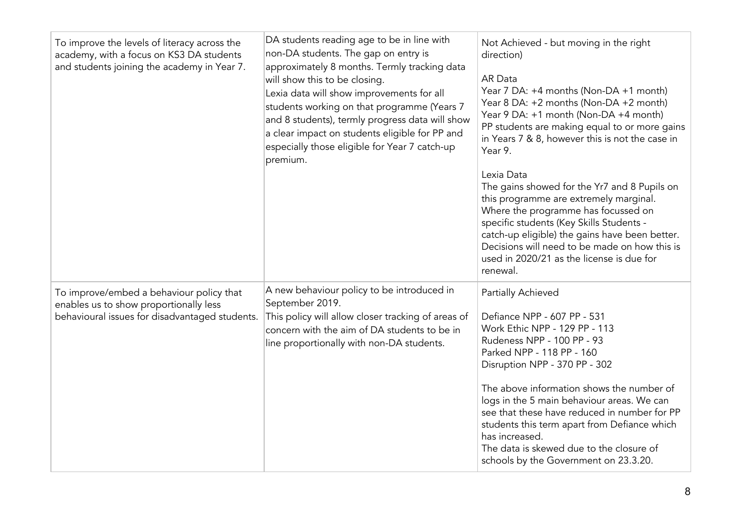| To improve the levels of literacy across the academy, with a focus on KS3 DA students and students joining the academy in Year 7. | DA students reading age to be in line with non-DA students. The gap on entry is approximately 8 months. Termly tracking data will show this to be closing.<br>Lexia data will show improvements for all students working on that programme (Years 7 and 8 students), termly progress data will show a clear impact on students eligible for PP and especially those eligible for Year 7 catch-up premium. | Not Achieved - but moving in the right direction)<br><br>AR Data<br>Year 7 DA: +4 months (Non-DA +1 month)<br>Year 8 DA: +2 months (Non-DA +2 month)<br>Year 9 DA: +1 month (Non-DA +4 month)<br>PP students are making equal to or more gains in Years 7 & 8, however this is not the case in Year 9.<br><br>Lexia Data<br>The gains showed for the Yr7 and 8 Pupils on this programme are extremely marginal. Where the programme has focussed on specific students (Key Skills Students - catch-up eligible) the gains have been better. Decisions will need to be made on how this is used in 2020/21 as the license is due for renewal. |
|---|---|---|
| To improve/embed a behaviour policy that enables us to show proportionally less behavioural issues for disadvantaged students. | A new behaviour policy to be introduced in September 2019.<br>This policy will allow closer tracking of areas of concern with the aim of DA students to be in line proportionally with non-DA students. | Partially Achieved<br><br>Defiance NPP - 607 PP - 531<br>Work Ethic NPP - 129 PP - 113<br>Rudeness NPP - 100 PP - 93<br>Parked NPP - 118 PP - 160<br>Disruption NPP - 370 PP - 302<br><br>The above information shows the number of logs in the 5 main behaviour areas. We can see that these have reduced in number for PP students this term apart from Defiance which has increased.<br>The data is skewed due to the closure of schools by the Government on 23.3.20. |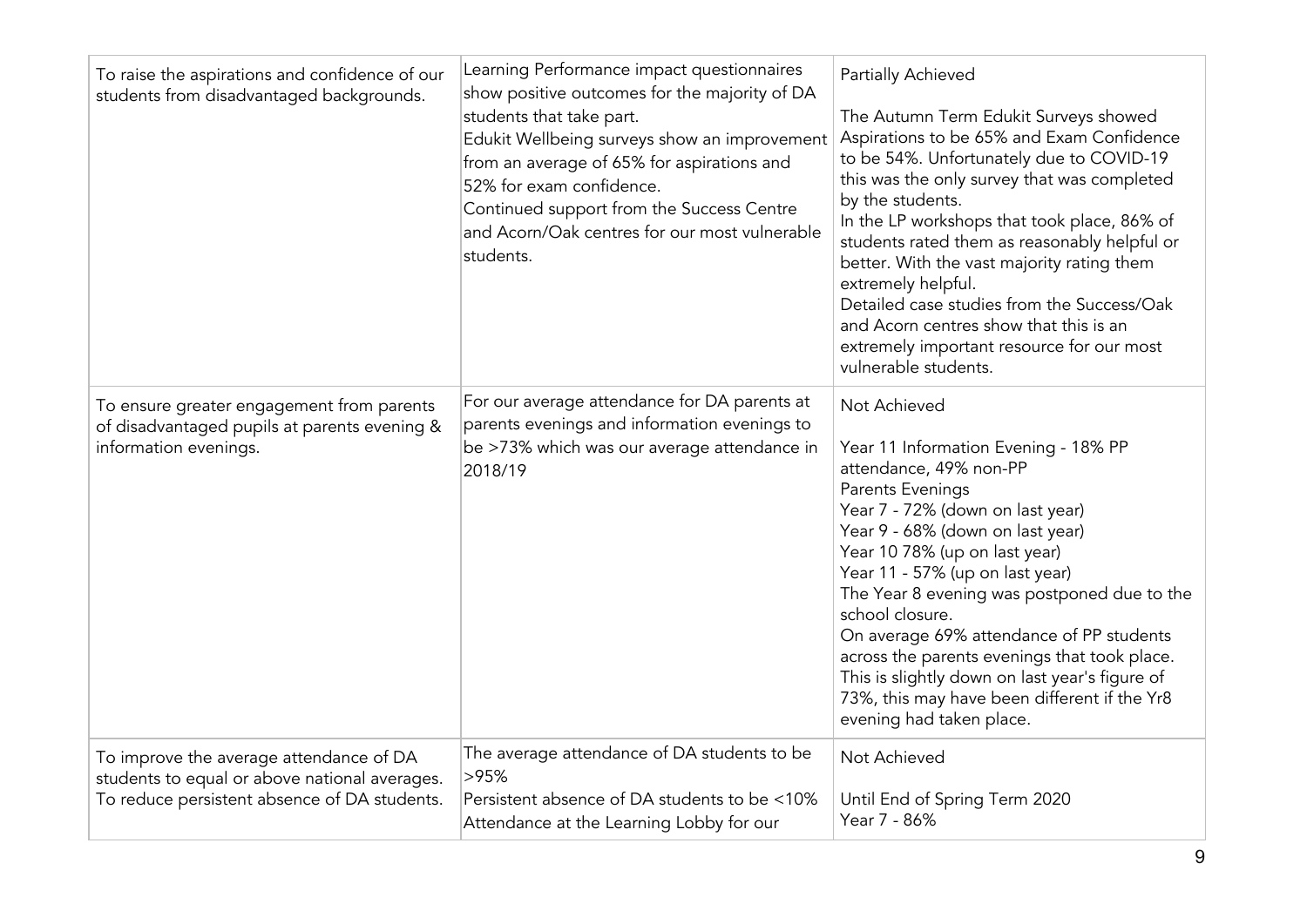| | | |
|---|---|---|
| To raise the aspirations and confidence of our students from disadvantaged backgrounds. | Learning Performance impact questionnaires show positive outcomes for the majority of DA students that take part.<br>Edukit Wellbeing surveys show an improvement from an average of 65% for aspirations and 52% for exam confidence.<br>Continued support from the Success Centre and Acorn/Oak centres for our most vulnerable students. | Partially Achieved<br><br>The Autumn Term Edukit Surveys showed Aspirations to be 65% and Exam Confidence to be 54%. Unfortunately due to COVID-19 this was the only survey that was completed by the students.<br>In the LP workshops that took place, 86% of students rated them as reasonably helpful or better. With the vast majority rating them extremely helpful.<br>Detailed case studies from the Success/Oak and Acorn centres show that this is an extremely important resource for our most vulnerable students. |
| To ensure greater engagement from parents of disadvantaged pupils at parents evening & information evenings. | For our average attendance for DA parents at parents evenings and information evenings to be >73% which was our average attendance in 2018/19 | Not Achieved<br><br>Year 11 Information Evening - 18% PP attendance, 49% non-PP<br>Parents Evenings<br>Year 7 - 72% (down on last year)<br>Year 9 - 68% (down on last year)<br>Year 10 78% (up on last year)<br>Year 11 - 57% (up on last year)<br>The Year 8 evening was postponed due to the school closure.<br>On average 69% attendance of PP students across the parents evenings that took place. This is slightly down on last year's figure of 73%, this may have been different if the Yr8 evening had taken place. |
| To improve the average attendance of DA students to equal or above national averages.<br>To reduce persistent absence of DA students. | The average attendance of DA students to be >95%<br>Persistent absence of DA students to be <10%<br>Attendance at the Learning Lobby for our | Not Achieved<br><br>Until End of Spring Term 2020<br>Year 7 - 86% |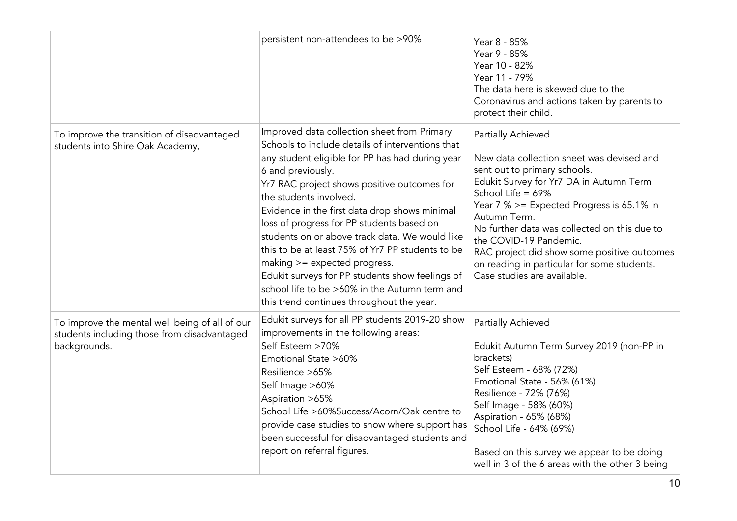| | | |
|---|---|---|
| | persistent non-attendees to be >90% | Year 8 - 85%<br>Year 9 - 85%<br>Year 10 - 82%<br>Year 11 - 79%<br>The data here is skewed due to the Coronavirus and actions taken by parents to protect their child. |
| To improve the transition of disadvantaged students into Shire Oak Academy, | Improved data collection sheet from Primary Schools to include details of interventions that any student eligible for PP has had during year 6 and previously.<br>Yr7 RAC project shows positive outcomes for the students involved.<br>Evidence in the first data drop shows minimal loss of progress for PP students based on students on or above track data. We would like this to be at least 75% of Yr7 PP students to be making >= expected progress.<br>Edukit surveys for PP students show feelings of school life to be >60% in the Autumn term and this trend continues throughout the year. | Partially Achieved<br><br>New data collection sheet was devised and sent out to primary schools.<br>Edukit Survey for Yr7 DA in Autumn Term School Life = 69%<br>Year 7 % >= Expected Progress is 65.1% in Autumn Term.<br>No further data was collected on this due to the COVID-19 Pandemic.<br>RAC project did show some positive outcomes on reading in particular for some students. Case studies are available. |
| To improve the mental well being of all of our students including those from disadvantaged backgrounds. | Edukit surveys for all PP students 2019-20 show improvements in the following areas:<br>Self Esteem >70%<br>Emotional State >60%<br>Resilience >65%<br>Self Image >60%<br>Aspiration >65%<br>School Life >60%Success/Acorn/Oak centre to provide case studies to show where support has been successful for disadvantaged students and report on referral figures. | Partially Achieved<br><br>Edukit Autumn Term Survey 2019 (non-PP in brackets)<br>Self Esteem - 68% (72%)<br>Emotional State - 56% (61%)<br>Resilience - 72% (76%)<br>Self Image - 58% (60%)<br>Aspiration - 65% (68%)<br>School Life - 64% (69%)<br><br>Based on this survey we appear to be doing well in 3 of the 6 areas with the other 3 being |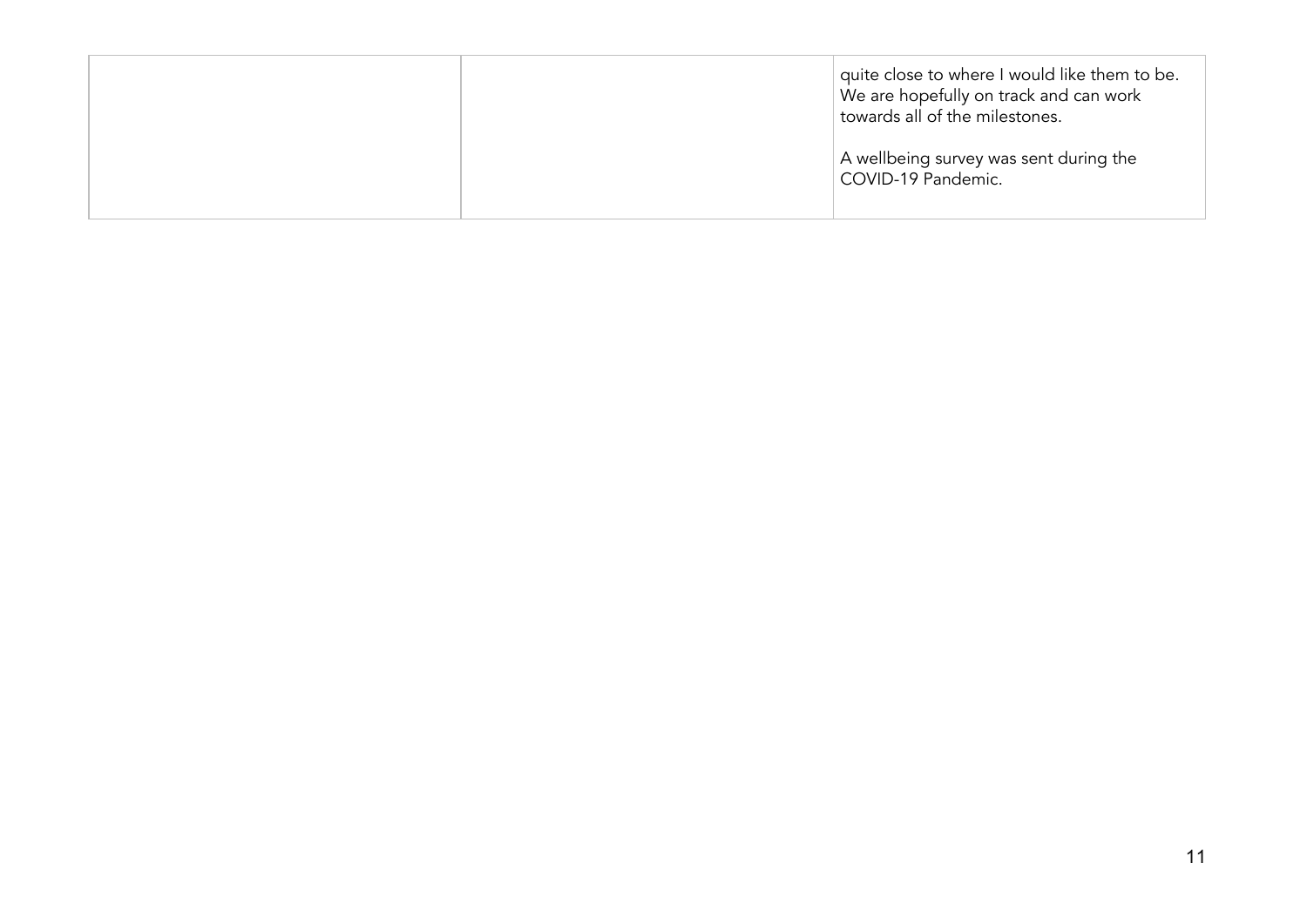| | | |
|---|---|---|
| | | quite close to where I would like them to be. We are hopefully on track and can work towards all of the milestones.<br><br>A wellbeing survey was sent during the COVID-19 Pandemic. |